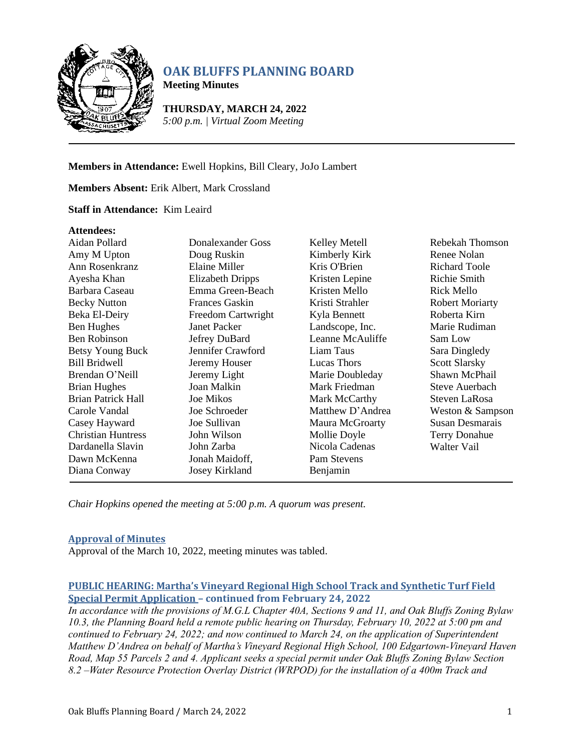# OAK BLUFFS PLANNING BOARD

**Meeting Minutes**

**THURSDAY, MARCH 24, 2022**
*5:00 p.m. | Virtual Zoom Meeting*

---

**Members in Attendance:** Ewell Hopkins, Bill Cleary, JoJo Lambert

**Members Absent:** Erik Albert, Mark Crossland

**Staff in Attendance:** Kim Leaird

**Attendees:**

| | | | |
|---|---|---|---|
| Aidan Pollard | Donalexander Goss | Kelley Metell | Rebekah Thomson |
| Amy M Upton | Doug Ruskin | Kimberly Kirk | Renee Nolan |
| Ann Rosenkranz | Elaine Miller | Kris O'Brien | Richard Toole |
| Ayesha Khan | Elizabeth Dripps | Kristen Lepine | Richie Smith |
| Barbara Caseau | Emma Green-Beach | Kristen Mello | Rick Mello |
| Becky Nutton | Frances Gaskin | Kristi Strahler | Robert Moriarty |
| Beka El-Deiry | Freedom Cartwright | Kyla Bennett | Roberta Kirn |
| Ben Hughes | Janet Packer | Landscope, Inc. | Marie Rudiman |
| Ben Robinson | Jefrey DuBard | Leanne McAuliffe | Sam Low |
| Betsy Young Buck | Jennifer Crawford | Liam Taus | Sara Dingledy |
| Bill Bridwell | Jeremy Houser | Lucas Thors | Scott Slarsky |
| Brendan O'Neill | Jeremy Light | Marie Doubleday | Shawn McPhail |
| Brian Hughes | Joan Malkin | Mark Friedman | Steve Auerbach |
| Brian Patrick Hall | Joe Mikos | Mark McCarthy | Steven LaRosa |
| Carole Vandal | Joe Schroeder | Matthew D'Andrea | Weston & Sampson |
| Casey Hayward | Joe Sullivan | Maura McGroarty | Susan Desmarais |
| Christian Huntress | John Wilson | Mollie Doyle | Terry Donahue |
| Dardanella Slavin | John Zarba | Nicola Cadenas | Walter Vail |
| Dawn McKenna | Jonah Maidoff, | Pam Stevens | |
| Diana Conway | Josey Kirkland | Benjamin | |

---

*Chair Hopkins opened the meeting at 5:00 p.m. A quorum was present.*

## Approval of Minutes

Approval of the March 10, 2022, meeting minutes was tabled.

## PUBLIC HEARING: Martha's Vineyard Regional High School Track and Synthetic Turf Field Special Permit Application – continued from February 24, 2022

*In accordance with the provisions of M.G.L Chapter 40A, Sections 9 and 11, and Oak Bluffs Zoning Bylaw 10.3, the Planning Board held a remote public hearing on Thursday, February 10, 2022 at 5:00 pm and continued to February 24, 2022; and now continued to March 24, on the application of Superintendent Matthew D'Andrea on behalf of Martha's Vineyard Regional High School, 100 Edgartown-Vineyard Haven Road, Map 55 Parcels 2 and 4. Applicant seeks a special permit under Oak Bluffs Zoning Bylaw Section 8.2 –Water Resource Protection Overlay District (WRPOD) for the installation of a 400m Track and*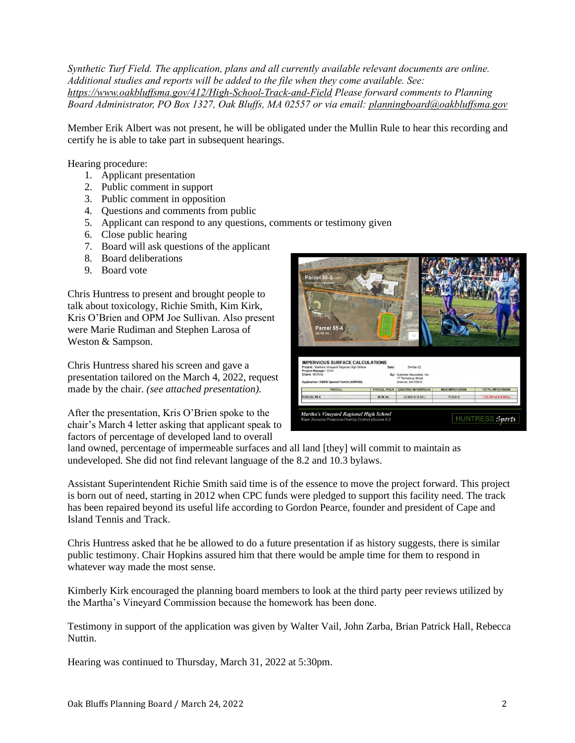*Synthetic Turf Field. The application, plans and all currently available relevant documents are online. Additional studies and reports will be added to the file when they come available. See: https://www.oakbluffsma.gov/412/High-School-Track-and-Field Please forward comments to Planning Board Administrator, PO Box 1327, Oak Bluffs, MA 02557 or via email: planningboard@oakbluffsma.gov*

Member Erik Albert was not present, he will be obligated under the Mullin Rule to hear this recording and certify he is able to take part in subsequent hearings.

Hearing procedure:

1. Applicant presentation
2. Public comment in support
3. Public comment in opposition
4. Questions and comments from public
5. Applicant can respond to any questions, comments or testimony given
6. Close public hearing
7. Board will ask questions of the applicant
8. Board deliberations
9. Board vote

Chris Huntress to present and brought people to talk about toxicology, Richie Smith, Kim Kirk, Kris O'Brien and OPM Joe Sullivan. Also present were Marie Rudiman and Stephen Larosa of Weston & Sampson.

Chris Huntress shared his screen and gave a presentation tailored on the March 4, 2022, request made by the chair. *(see attached presentation).*

After the presentation, Kris O'Brien spoke to the chair's March 4 letter asking that applicant speak to factors of percentage of developed land to overall land owned, percentage of impermeable surfaces and all land [they] will commit to maintain as undeveloped. She did not find relevant language of the 8.2 and 10.3 bylaws.

Assistant Superintendent Richie Smith said time is of the essence to move the project forward. This project is born out of need, starting in 2012 when CPC funds were pledged to support this facility need. The track has been repaired beyond its useful life according to Gordon Pearce, founder and president of Cape and Island Tennis and Track.

Chris Huntress asked that he be allowed to do a future presentation if as history suggests, there is similar public testimony. Chair Hopkins assured him that there would be ample time for them to respond in whatever way made the most sense.

Kimberly Kirk encouraged the planning board members to look at the third party peer reviews utilized by the Martha's Vineyard Commission because the homework has been done.

Testimony in support of the application was given by Walter Vail, John Zarba, Brian Patrick Hall, Rebecca Nuttin.

Hearing was continued to Thursday, March 31, 2022 at 5:30pm.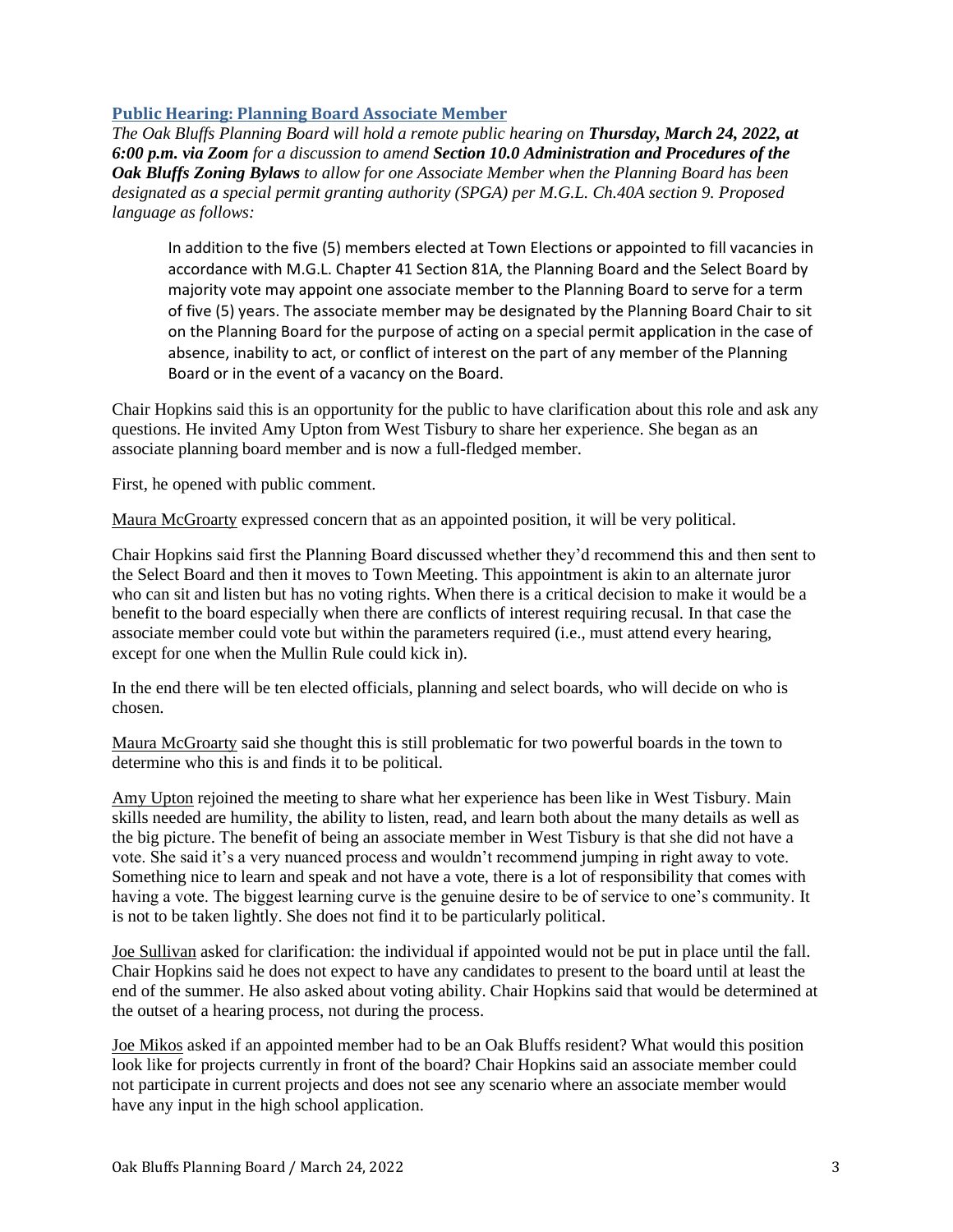## Public Hearing: Planning Board Associate Member

*The Oak Bluffs Planning Board will hold a remote public hearing on **Thursday, March 24, 2022, at 6:00 p.m. via Zoom** for a discussion to amend **Section 10.0 Administration and Procedures of the Oak Bluffs Zoning Bylaws** to allow for one Associate Member when the Planning Board has been designated as a special permit granting authority (SPGA) per M.G.L. Ch.40A section 9. Proposed language as follows:*

> In addition to the five (5) members elected at Town Elections or appointed to fill vacancies in accordance with M.G.L. Chapter 41 Section 81A, the Planning Board and the Select Board by majority vote may appoint one associate member to the Planning Board to serve for a term of five (5) years. The associate member may be designated by the Planning Board Chair to sit on the Planning Board for the purpose of acting on a special permit application in the case of absence, inability to act, or conflict of interest on the part of any member of the Planning Board or in the event of a vacancy on the Board.

Chair Hopkins said this is an opportunity for the public to have clarification about this role and ask any questions. He invited Amy Upton from West Tisbury to share her experience. She began as an associate planning board member and is now a full-fledged member.

First, he opened with public comment.

Maura McGroarty expressed concern that as an appointed position, it will be very political.

Chair Hopkins said first the Planning Board discussed whether they'd recommend this and then sent to the Select Board and then it moves to Town Meeting. This appointment is akin to an alternate juror who can sit and listen but has no voting rights. When there is a critical decision to make it would be a benefit to the board especially when there are conflicts of interest requiring recusal. In that case the associate member could vote but within the parameters required (i.e., must attend every hearing, except for one when the Mullin Rule could kick in).

In the end there will be ten elected officials, planning and select boards, who will decide on who is chosen.

Maura McGroarty said she thought this is still problematic for two powerful boards in the town to determine who this is and finds it to be political.

Amy Upton rejoined the meeting to share what her experience has been like in West Tisbury. Main skills needed are humility, the ability to listen, read, and learn both about the many details as well as the big picture. The benefit of being an associate member in West Tisbury is that she did not have a vote. She said it's a very nuanced process and wouldn't recommend jumping in right away to vote. Something nice to learn and speak and not have a vote, there is a lot of responsibility that comes with having a vote. The biggest learning curve is the genuine desire to be of service to one's community. It is not to be taken lightly. She does not find it to be particularly political.

Joe Sullivan asked for clarification: the individual if appointed would not be put in place until the fall. Chair Hopkins said he does not expect to have any candidates to present to the board until at least the end of the summer. He also asked about voting ability. Chair Hopkins said that would be determined at the outset of a hearing process, not during the process.

Joe Mikos asked if an appointed member had to be an Oak Bluffs resident? What would this position look like for projects currently in front of the board? Chair Hopkins said an associate member could not participate in current projects and does not see any scenario where an associate member would have any input in the high school application.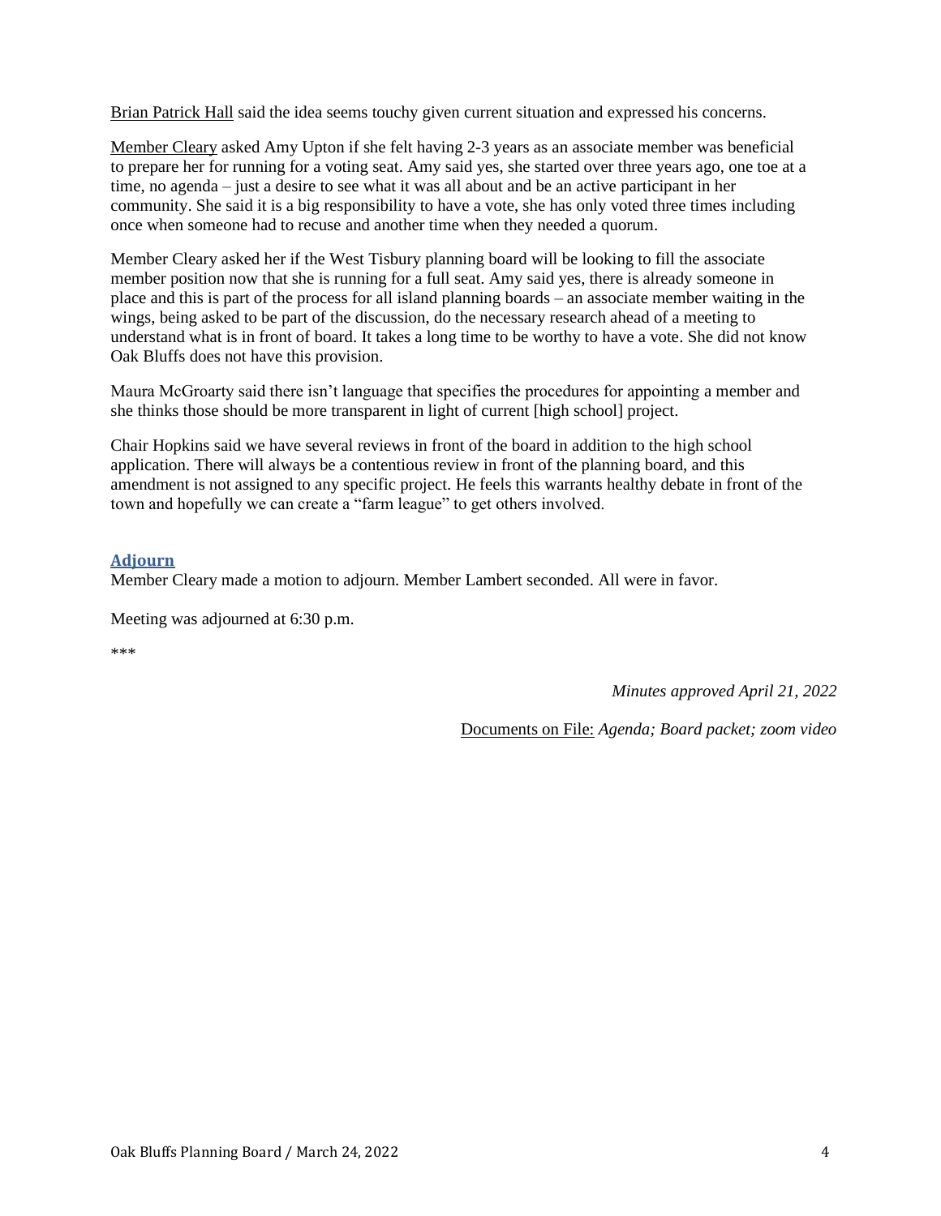Brian Patrick Hall said the idea seems touchy given current situation and expressed his concerns.

Member Cleary asked Amy Upton if she felt having 2-3 years as an associate member was beneficial to prepare her for running for a voting seat. Amy said yes, she started over three years ago, one toe at a time, no agenda – just a desire to see what it was all about and be an active participant in her community. She said it is a big responsibility to have a vote, she has only voted three times including once when someone had to recuse and another time when they needed a quorum.

Member Cleary asked her if the West Tisbury planning board will be looking to fill the associate member position now that she is running for a full seat. Amy said yes, there is already someone in place and this is part of the process for all island planning boards – an associate member waiting in the wings, being asked to be part of the discussion, do the necessary research ahead of a meeting to understand what is in front of board. It takes a long time to be worthy to have a vote. She did not know Oak Bluffs does not have this provision.

Maura McGroarty said there isn't language that specifies the procedures for appointing a member and she thinks those should be more transparent in light of current [high school] project.

Chair Hopkins said we have several reviews in front of the board in addition to the high school application. There will always be a contentious review in front of the planning board, and this amendment is not assigned to any specific project. He feels this warrants healthy debate in front of the town and hopefully we can create a "farm league" to get others involved.

## Adjourn

Member Cleary made a motion to adjourn. Member Lambert seconded. All were in favor.

Meeting was adjourned at 6:30 p.m.

***

*Minutes approved April 21, 2022*

Documents on File: *Agenda; Board packet; zoom video*